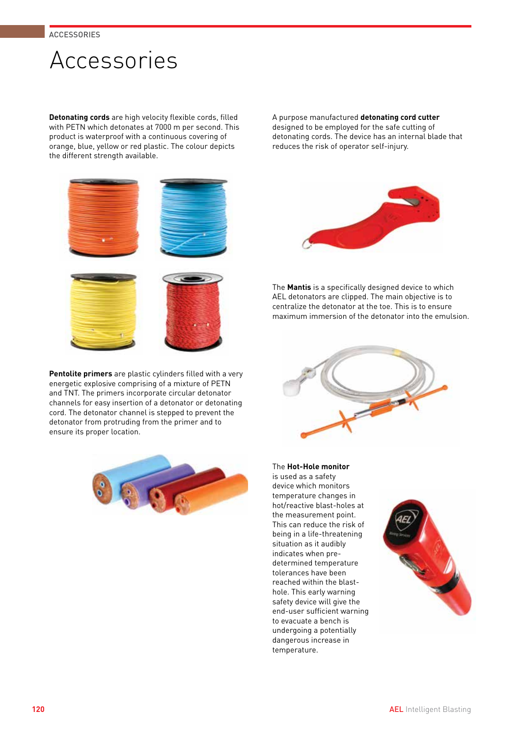# Accessories

**Detonating cords** are high velocity flexible cords, filled with PETN which detonates at 7000 m per second. This product is waterproof with a continuous covering of orange, blue, yellow or red plastic. The colour depicts the different strength available.

**Pentolite primers** are plastic cylinders filled with a very energetic explosive comprising of a mixture of PETN and TNT. The primers incorporate circular detonator channels for easy insertion of a detonator or detonating cord. The detonator channel is stepped to prevent the detonator from protruding from the primer and to ensure its proper location.

A purpose manufactured **detonating cord cutter** designed to be employed for the safe cutting of detonating cords. The device has an internal blade that reduces the risk of operator self-injury.

The **Mantis** is a specifically designed device to which AEL detonators are clipped. The main objective is to centralize the detonator at the toe. This is to ensure maximum immersion of the detonator into the emulsion.

The **Hot-Hole monitor** is used as a safety device which monitors temperature changes in hot/reactive blast-holes at the measurement point. This can reduce the risk of being in a life-threatening situation as it audibly indicates when pre-determined temperature tolerances have been reached within the blast-hole. This early warning safety device will give the end-user sufficient warning to evacuate a bench is undergoing a potentially dangerous increase in temperature.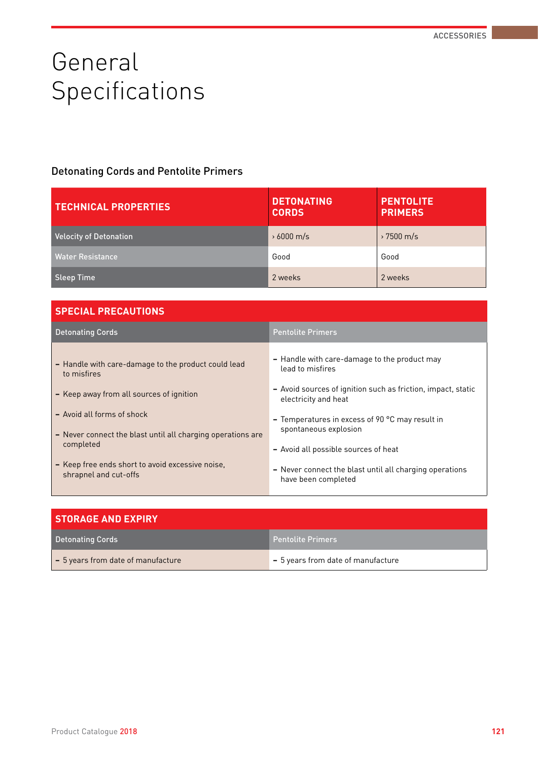# General Specifications

## Detonating Cords and Pentolite Primers

| TECHNICAL PROPERTIES | DETONATING CORDS | PENTOLITE PRIMERS |
|---|---|---|
| Velocity of Detonation | › 6000 m/s | › 7500 m/s |
| Water Resistance | Good | Good |
| Sleep Time | 2 weeks | 2 weeks |

| SPECIAL PRECAUTIONS | |
|---|---|
| **Detonating Cords** | **Pentolite Primers** |
| – Handle with care-damage to the product could lead to misfires<br>– Keep away from all sources of ignition<br>– Avoid all forms of shock<br>– Never connect the blast until all charging operations are completed<br>– Keep free ends short to avoid excessive noise, shrapnel and cut-offs | – Handle with care-damage to the product may lead to misfires<br>– Avoid sources of ignition such as friction, impact, static electricity and heat<br>– Temperatures in excess of 90 °C may result in spontaneous explosion<br>– Avoid all possible sources of heat<br>– Never connect the blast until all charging operations have been completed |

| STORAGE AND EXPIRY | |
|---|---|
| **Detonating Cords** | **Pentolite Primers** |
| – 5 years from date of manufacture | – 5 years from date of manufacture |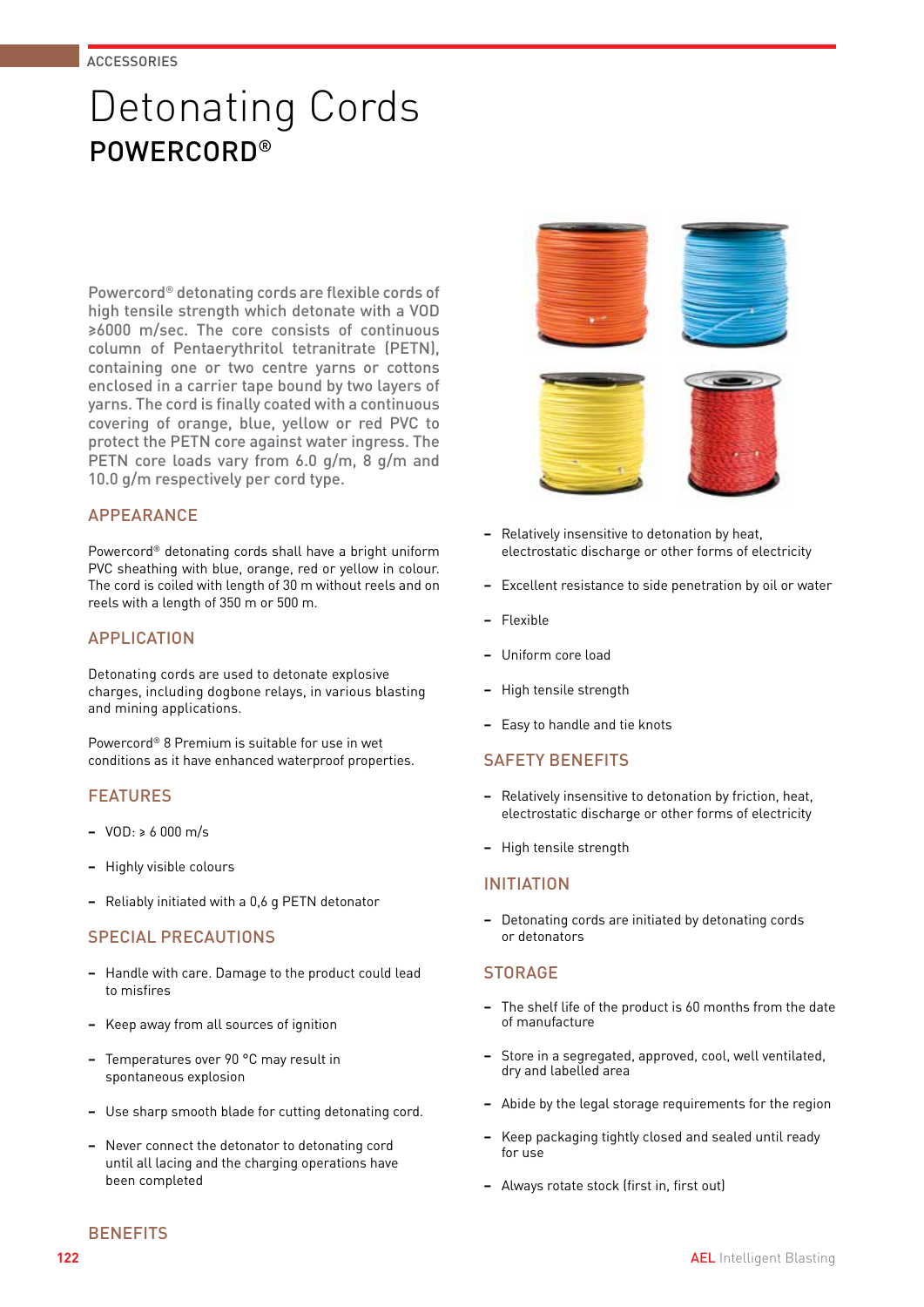ACCESSORIES

# Detonating Cords

## POWERCORD®

Powercord® detonating cords are flexible cords of high tensile strength which detonate with a VOD ≥6000 m/sec. The core consists of continuous column of Pentaerythritol tetranitrate (PETN), containing one or two centre yarns or cottons enclosed in a carrier tape bound by two layers of yarns. The cord is finally coated with a continuous covering of orange, blue, yellow or red PVC to protect the PETN core against water ingress. The PETN core loads vary from 6.0 g/m, 8 g/m and 10.0 g/m respectively per cord type.

### APPEARANCE

Powercord® detonating cords shall have a bright uniform PVC sheathing with blue, orange, red or yellow in colour. The cord is coiled with length of 30 m without reels and on reels with a length of 350 m or 500 m.

### APPLICATION

Detonating cords are used to detonate explosive charges, including dogbone relays, in various blasting and mining applications.

Powercord® 8 Premium is suitable for use in wet conditions as it have enhanced waterproof properties.

### FEATURES

- VOD: ≥ 6 000 m/s
- Highly visible colours
- Reliably initiated with a 0,6 g PETN detonator

### SPECIAL PRECAUTIONS

- Handle with care. Damage to the product could lead to misfires
- Keep away from all sources of ignition
- Temperatures over 90 °C may result in spontaneous explosion
- Use sharp smooth blade for cutting detonating cord.
- Never connect the detonator to detonating cord until all lacing and the charging operations have been completed

### BENEFITS

- Relatively insensitive to detonation by heat, electrostatic discharge or other forms of electricity
- Excellent resistance to side penetration by oil or water
- Flexible
- Uniform core load
- High tensile strength
- Easy to handle and tie knots

### SAFETY BENEFITS

- Relatively insensitive to detonation by friction, heat, electrostatic discharge or other forms of electricity
- High tensile strength

### INITIATION

- Detonating cords are initiated by detonating cords or detonators

### STORAGE

- The shelf life of the product is 60 months from the date of manufacture
- Store in a segregated, approved, cool, well ventilated, dry and labelled area
- Abide by the legal storage requirements for the region
- Keep packaging tightly closed and sealed until ready for use
- Always rotate stock (first in, first out)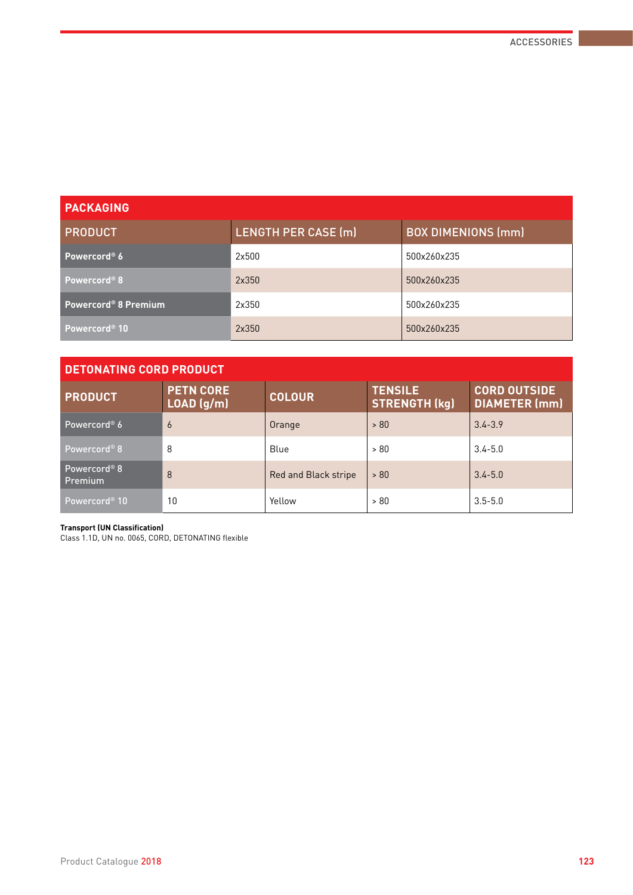## PACKAGING

| PRODUCT | LENGTH PER CASE (m) | BOX DIMENIONS (mm) |
|---|---|---|
| **Powercord® 6** | 2x500 | 500x260x235 |
| **Powercord® 8** | 2x350 | 500x260x235 |
| **Powercord® 8 Premium** | 2x350 | 500x260x235 |
| **Powercord® 10** | 2x350 | 500x260x235 |

## DETONATING CORD PRODUCT

| PRODUCT | PETN CORE LOAD (g/m) | COLOUR | TENSILE STRENGTH (kg) | CORD OUTSIDE DIAMETER (mm) |
|---|---|---|---|---|
| Powercord® 6 | 6 | Orange | > 80 | 3.4-3.9 |
| Powercord® 8 | 8 | Blue | > 80 | 3.4-5.0 |
| Powercord® 8 Premium | 8 | Red and Black stripe | > 80 | 3.4-5.0 |
| Powercord® 10 | 10 | Yellow | > 80 | 3.5-5.0 |

**Transport (UN Classification)**
Class 1.1D, UN no. 0065, CORD, DETONATING flexible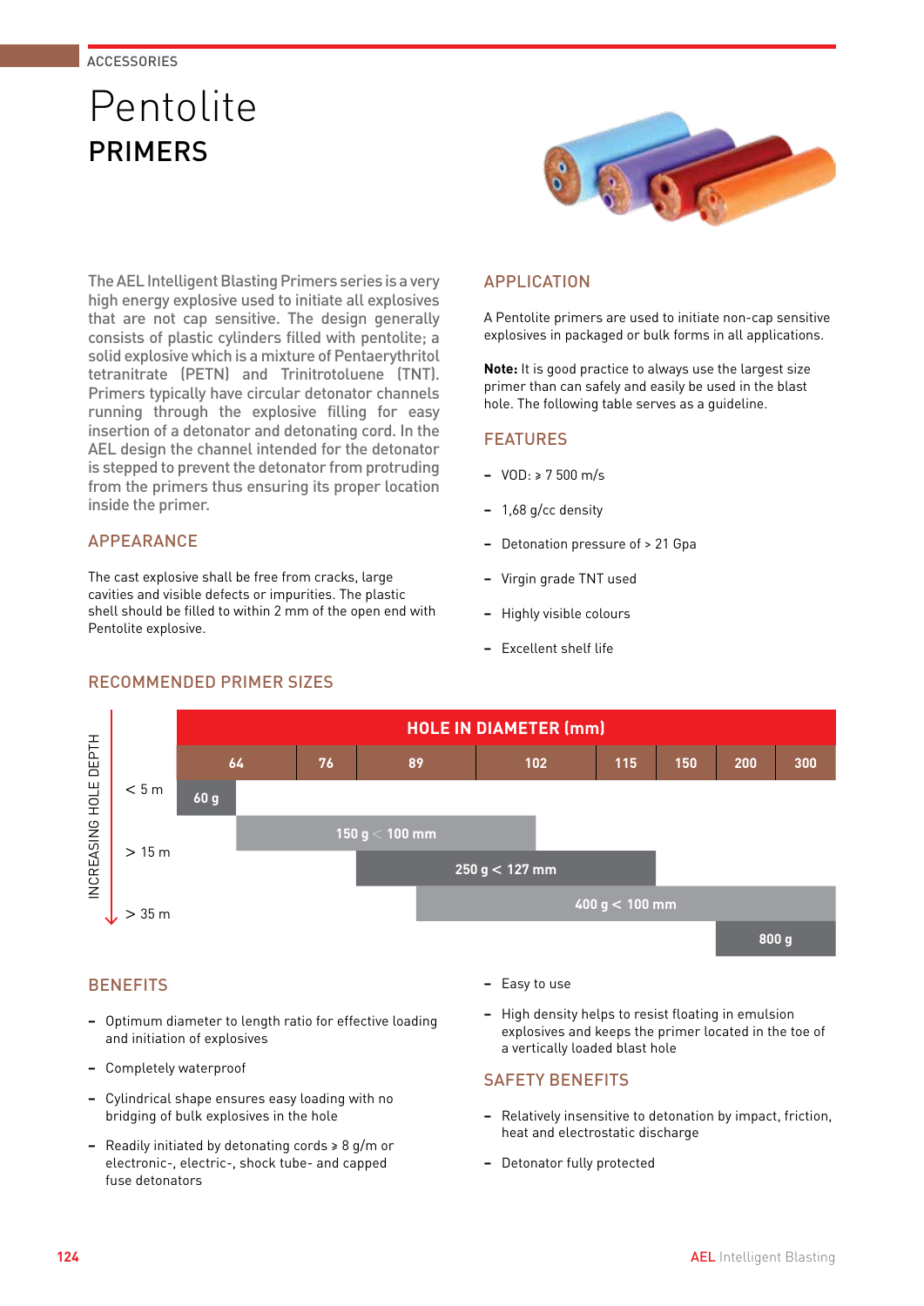ACCESSORIES

# Pentolite

## PRIMERS

The AEL Intelligent Blasting Primers series is a very high energy explosive used to initiate all explosives that are not cap sensitive. The design generally consists of plastic cylinders filled with pentolite; a solid explosive which is a mixture of Pentaerythritol tetranitrate (PETN) and Trinitrotoluene (TNT). Primers typically have circular detonator channels running through the explosive filling for easy insertion of a detonator and detonating cord. In the AEL design the channel intended for the detonator is stepped to prevent the detonator from protruding from the primers thus ensuring its proper location inside the primer.

### APPEARANCE

The cast explosive shall be free from cracks, large cavities and visible defects or impurities. The plastic shell should be filled to within 2 mm of the open end with Pentolite explosive.

### APPLICATION

A Pentolite primers are used to initiate non-cap sensitive explosives in packaged or bulk forms in all applications.

**Note:** It is good practice to always use the largest size primer than can safely and easily be used in the blast hole. The following table serves as a guideline.

### FEATURES

- VOD: ≥ 7 500 m/s
- 1,68 g/cc density
- Detonation pressure of > 21 Gpa
- Virgin grade TNT used
- Highly visible colours
- Excellent shelf life

### RECOMMENDED PRIMER SIZES

| INCREASING HOLE DEPTH | HOLE IN DIAMETER (mm) | | | | | | | |
|---|---|---|---|---|---|---|---|---|
| | 64 | 76 | 89 | 102 | 115 | 150 | 200 | 300 |
| < 5 m | 60 g | | | | | | | |
| | 150 g < 100 mm | 150 g < 100 mm | 150 g < 100 mm | 150 g < 100 mm | | | | |
| > 15 m | | | 250 g < 127 mm | 250 g < 127 mm | 250 g < 127 mm | | | |
| | | | 400 g < 100 mm | 400 g < 100 mm | 400 g < 100 mm | 400 g < 100 mm | 400 g < 100 mm | 400 g < 100 mm |
| > 35 m | | | | | | | 800 g | 800 g |

### BENEFITS

- Optimum diameter to length ratio for effective loading and initiation of explosives
- Completely waterproof
- Cylindrical shape ensures easy loading with no bridging of bulk explosives in the hole
- Readily initiated by detonating cords ≥ 8 g/m or electronic-, electric-, shock tube- and capped fuse detonators
- Easy to use
- High density helps to resist floating in emulsion explosives and keeps the primer located in the toe of a vertically loaded blast hole

### SAFETY BENEFITS

- Relatively insensitive to detonation by impact, friction, heat and electrostatic discharge
- Detonator fully protected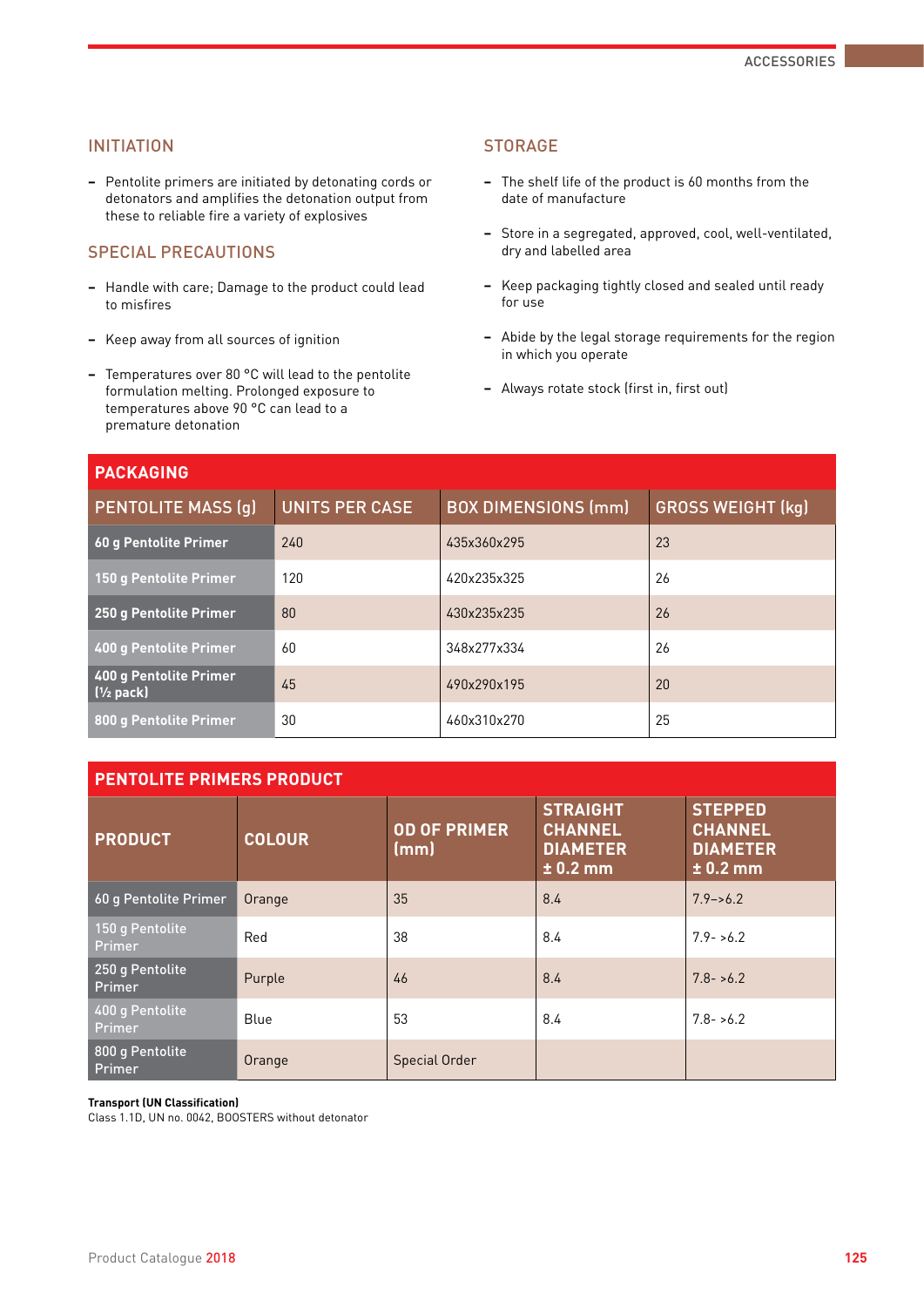## INITIATION

- Pentolite primers are initiated by detonating cords or detonators and amplifies the detonation output from these to reliable fire a variety of explosives

## SPECIAL PRECAUTIONS

- Handle with care; Damage to the product could lead to misfires
- Keep away from all sources of ignition
- Temperatures over 80 °C will lead to the pentolite formulation melting. Prolonged exposure to temperatures above 90 °C can lead to a premature detonation

## STORAGE

- The shelf life of the product is 60 months from the date of manufacture
- Store in a segregated, approved, cool, well-ventilated, dry and labelled area
- Keep packaging tightly closed and sealed until ready for use
- Abide by the legal storage requirements for the region in which you operate
- Always rotate stock (first in, first out)

## PACKAGING

| PENTOLITE MASS (g) | UNITS PER CASE | BOX DIMENSIONS (mm) | GROSS WEIGHT (kg) |
|---|---|---|---|
| **60 g Pentolite Primer** | 240 | 435x360x295 | 23 |
| **150 g Pentolite Primer** | 120 | 420x235x325 | 26 |
| **250 g Pentolite Primer** | 80 | 430x235x235 | 26 |
| **400 g Pentolite Primer** | 60 | 348x277x334 | 26 |
| **400 g Pentolite Primer (½ pack)** | 45 | 490x290x195 | 20 |
| **800 g Pentolite Primer** | 30 | 460x310x270 | 25 |

## PENTOLITE PRIMERS PRODUCT

| PRODUCT | COLOUR | OD OF PRIMER (mm) | STRAIGHT CHANNEL DIAMETER ± 0.2 mm | STEPPED CHANNEL DIAMETER ± 0.2 mm |
|---|---|---|---|---|
| 60 g Pentolite Primer | Orange | 35 | 8.4 | 7.9–>6.2 |
| 150 g Pentolite Primer | Red | 38 | 8.4 | 7.9- >6.2 |
| 250 g Pentolite Primer | Purple | 46 | 8.4 | 7.8- >6.2 |
| 400 g Pentolite Primer | Blue | 53 | 8.4 | 7.8- >6.2 |
| 800 g Pentolite Primer | Orange | Special Order | | |

**Transport (UN Classification)**
Class 1.1D, UN no. 0042, BOOSTERS without detonator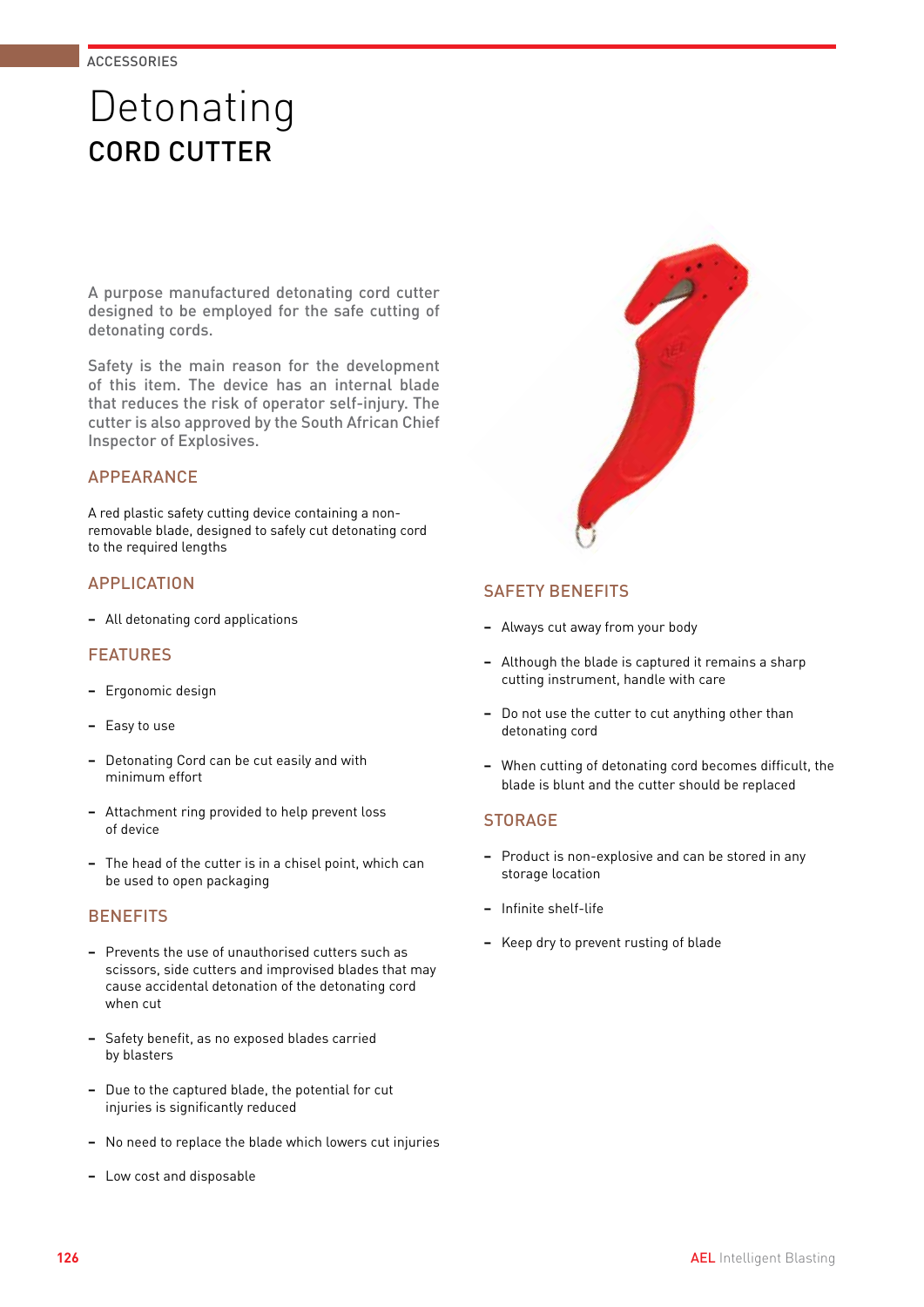ACCESSORIES

# Detonating
## CORD CUTTER

A purpose manufactured detonating cord cutter designed to be employed for the safe cutting of detonating cords.

Safety is the main reason for the development of this item. The device has an internal blade that reduces the risk of operator self-injury. The cutter is also approved by the South African Chief Inspector of Explosives.

### APPEARANCE

A red plastic safety cutting device containing a non-removable blade, designed to safely cut detonating cord to the required lengths

### APPLICATION

- All detonating cord applications

### FEATURES

- Ergonomic design
- Easy to use
- Detonating Cord can be cut easily and with minimum effort
- Attachment ring provided to help prevent loss of device
- The head of the cutter is in a chisel point, which can be used to open packaging

### BENEFITS

- Prevents the use of unauthorised cutters such as scissors, side cutters and improvised blades that may cause accidental detonation of the detonating cord when cut
- Safety benefit, as no exposed blades carried by blasters
- Due to the captured blade, the potential for cut injuries is significantly reduced
- No need to replace the blade which lowers cut injuries
- Low cost and disposable

### SAFETY BENEFITS

- Always cut away from your body
- Although the blade is captured it remains a sharp cutting instrument, handle with care
- Do not use the cutter to cut anything other than detonating cord
- When cutting of detonating cord becomes difficult, the blade is blunt and the cutter should be replaced

### STORAGE

- Product is non-explosive and can be stored in any storage location
- Infinite shelf-life
- Keep dry to prevent rusting of blade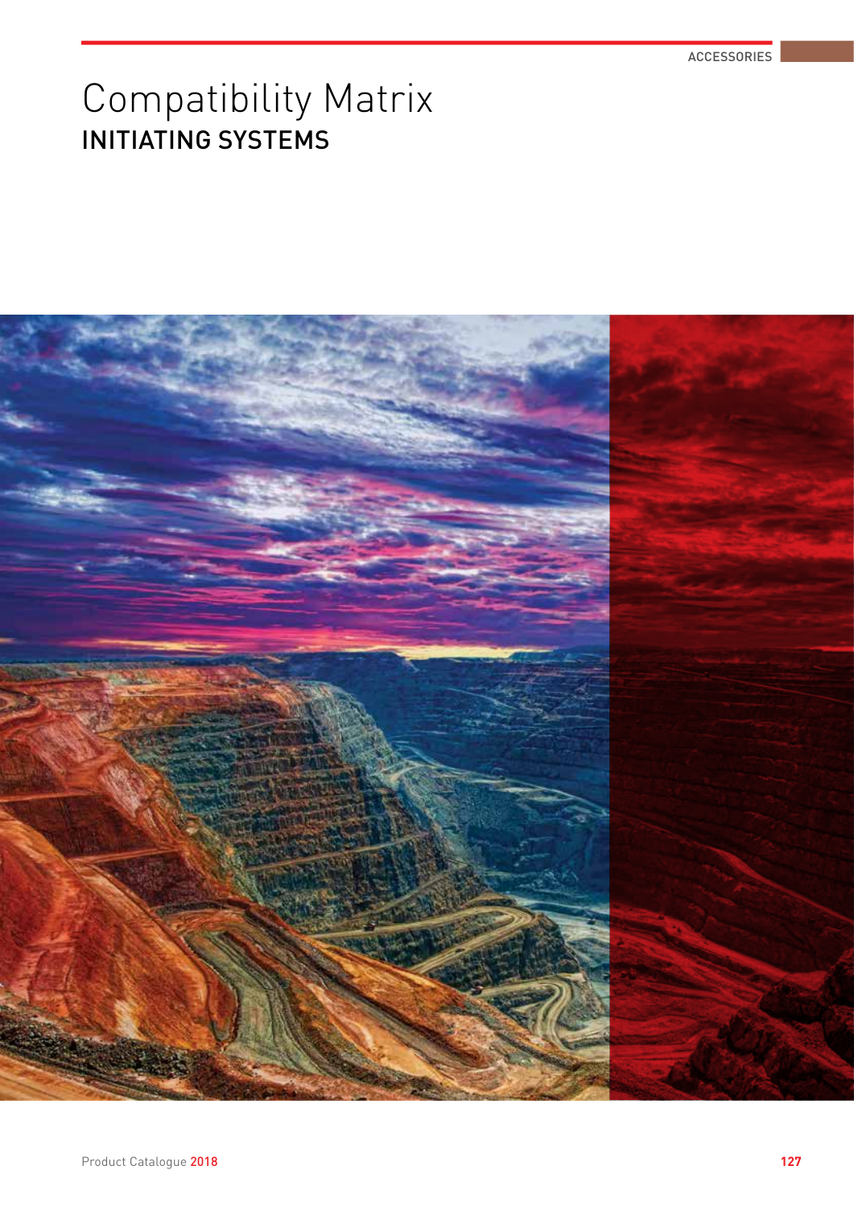# Compatibility Matrix

## INITIATING SYSTEMS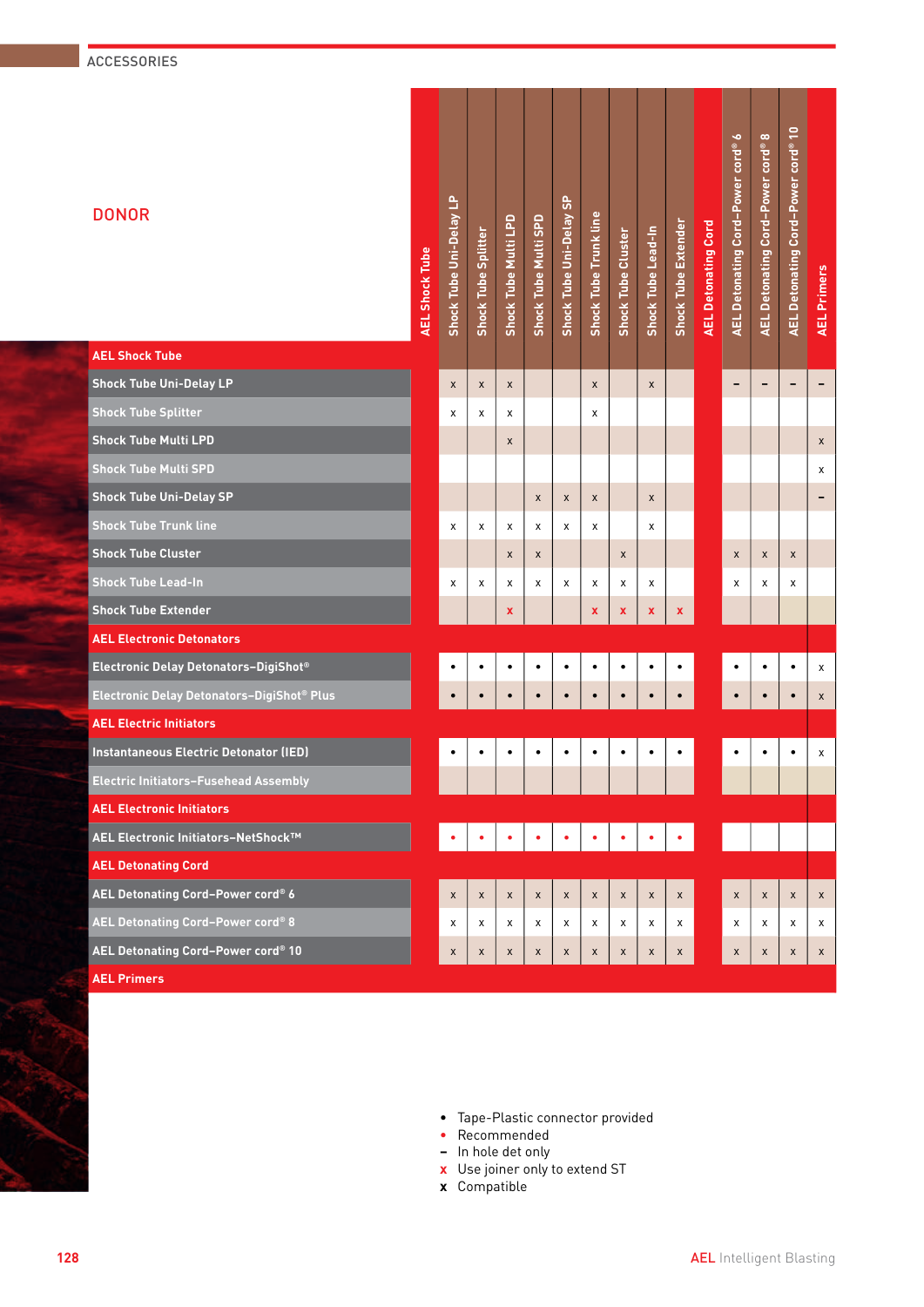ACCESSORIES

## DONOR

| DONOR | AEL Shock Tube | Shock Tube Uni-Delay LP | Shock Tube Splitter | Shock Tube Multi LPD | Shock Tube Multi SPD | Shock Tube Uni-Delay SP | Shock Tube Trunk line | Shock Tube Cluster | Shock Tube Lead-In | Shock Tube Extender | AEL Detonating Cord | AEL Detonating Cord–Power cord® 6 | AEL Detonating Cord–Power cord® 8 | AEL Detonating Cord–Power cord® 10 | AEL Primers |
|---|---|---|---|---|---|---|---|---|---|---|---|---|---|---|---|
| **AEL Shock Tube** | | | | | | | | | | | | | | | |
| Shock Tube Uni-Delay LP | | x | x | x | | | x | | x | | | – | – | – | – |
| Shock Tube Splitter | | x | x | x | | | x | | | | | | | | |
| Shock Tube Multi LPD | | | | x | | | | | | | | | | | x |
| Shock Tube Multi SPD | | | | | | | | | | | | | | | x |
| Shock Tube Uni-Delay SP | | | | | x | x | x | | x | | | | | | – |
| Shock Tube Trunk line | | x | x | x | x | x | x | | x | | | | | | |
| Shock Tube Cluster | | | | x | x | | | x | | | | x | x | x | |
| Shock Tube Lead-In | | x | x | x | x | x | x | x | x | | | x | x | x | |
| Shock Tube Extender | | | | **x** | | | **x** | **x** | **x** | **x** | | | | | |
| **AEL Electronic Detonators** | | | | | | | | | | | | | | | |
| Electronic Delay Detonators–DigiShot® | | • | • | • | • | • | • | • | • | • | | • | • | • | x |
| Electronic Delay Detonators–DigiShot® Plus | | • | • | • | • | • | • | • | • | • | | • | • | • | x |
| **AEL Electric Initiators** | | | | | | | | | | | | | | | |
| Instantaneous Electric Detonator (IED) | | • | • | • | • | • | • | • | • | • | | • | • | • | x |
| Electric Initiators–Fusehead Assembly | | | | | | | | | | | | | | | |
| **AEL Electronic Initiators** | | | | | | | | | | | | | | | |
| AEL Electronic Initiators–NetShock™ | | **•** | **•** | **•** | **•** | **•** | **•** | **•** | **•** | **•** | | | | | |
| **AEL Detonating Cord** | | | | | | | | | | | | | | | |
| AEL Detonating Cord–Power cord® 6 | | x | x | x | x | x | x | x | x | x | | x | x | x | x |
| AEL Detonating Cord–Power cord® 8 | | x | x | x | x | x | x | x | x | x | | x | x | x | x |
| AEL Detonating Cord–Power cord® 10 | | x | x | x | x | x | x | x | x | x | | x | x | x | x |
| **AEL Primers** | | | | | | | | | | | | | | | |

- • Tape-Plastic connector provided
- **•** (red) Recommended
- – In hole det only
- **x** (red) Use joiner only to extend ST
- x Compatible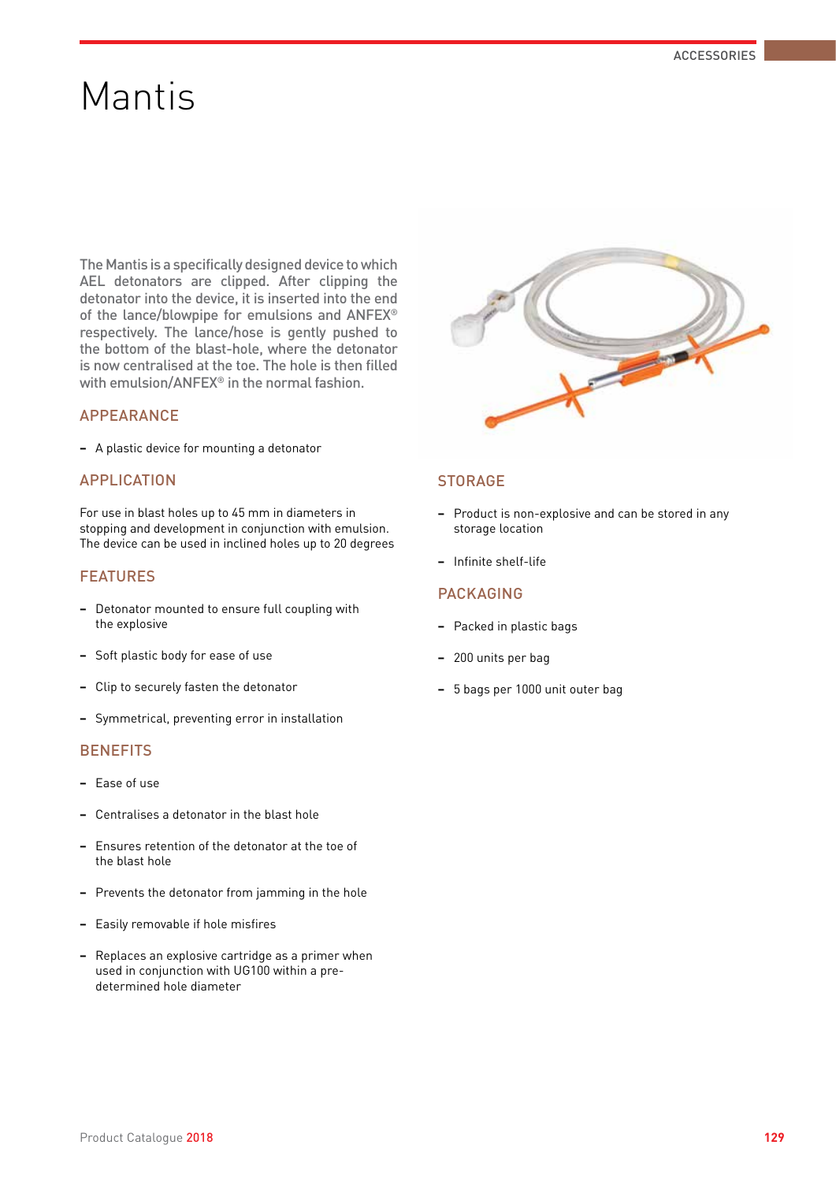# Mantis

The Mantis is a specifically designed device to which AEL detonators are clipped. After clipping the detonator into the device, it is inserted into the end of the lance/blowpipe for emulsions and ANFEX® respectively. The lance/hose is gently pushed to the bottom of the blast-hole, where the detonator is now centralised at the toe. The hole is then filled with emulsion/ANFEX® in the normal fashion.

## APPEARANCE

- A plastic device for mounting a detonator

## APPLICATION

For use in blast holes up to 45 mm in diameters in stopping and development in conjunction with emulsion. The device can be used in inclined holes up to 20 degrees

## FEATURES

- Detonator mounted to ensure full coupling with the explosive
- Soft plastic body for ease of use
- Clip to securely fasten the detonator
- Symmetrical, preventing error in installation

## BENEFITS

- Ease of use
- Centralises a detonator in the blast hole
- Ensures retention of the detonator at the toe of the blast hole
- Prevents the detonator from jamming in the hole
- Easily removable if hole misfires
- Replaces an explosive cartridge as a primer when used in conjunction with UG100 within a pre-determined hole diameter

## STORAGE

- Product is non-explosive and can be stored in any storage location
- Infinite shelf-life

## PACKAGING

- Packed in plastic bags
- 200 units per bag
- 5 bags per 1000 unit outer bag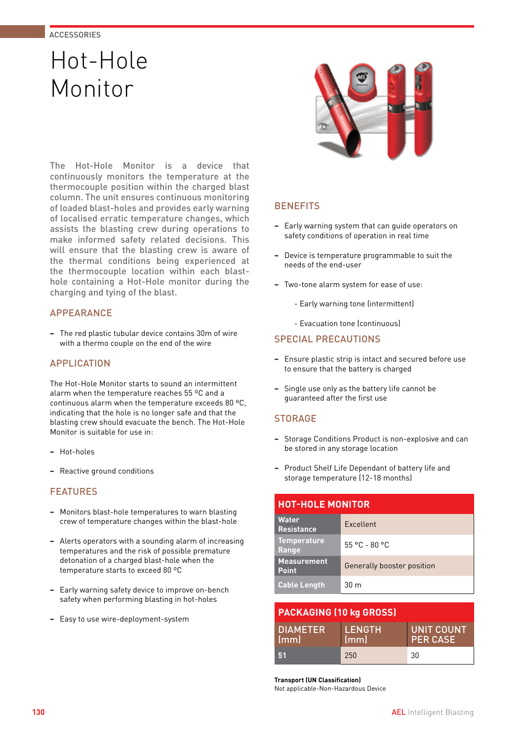ACCESSORIES

# Hot-Hole Monitor

The Hot-Hole Monitor is a device that continuously monitors the temperature at the thermocouple position within the charged blast column. The unit ensures continuous monitoring of loaded blast-holes and provides early warning of localised erratic temperature changes, which assists the blasting crew during operations to make informed safety related decisions. This will ensure that the blasting crew is aware of the thermal conditions being experienced at the thermocouple location within each blast-hole containing a Hot-Hole monitor during the charging and tying of the blast.

## APPEARANCE

- The red plastic tubular device contains 30m of wire with a thermo couple on the end of the wire

## APPLICATION

The Hot-Hole Monitor starts to sound an intermittent alarm when the temperature reaches 55 °C and a continuous alarm when the temperature exceeds 80 °C, indicating that the hole is no longer safe and that the blasting crew should evacuate the bench. The Hot-Hole Monitor is suitable for use in:

- Hot-holes
- Reactive ground conditions

## FEATURES

- Monitors blast-hole temperatures to warn blasting crew of temperature changes within the blast-hole
- Alerts operators with a sounding alarm of increasing temperatures and the risk of possible premature detonation of a charged blast-hole when the temperature starts to exceed 80 °C
- Early warning safety device to improve on-bench safety when performing blasting in hot-holes
- Easy to use wire-deployment-system

## BENEFITS

- Early warning system that can guide operators on safety conditions of operation in real time
- Device is temperature programmable to suit the needs of the end-user
- Two-tone alarm system for ease of use:
  - Early warning tone (intermittent)
  - Evacuation tone (continuous)

## SPECIAL PRECAUTIONS

- Ensure plastic strip is intact and secured before use to ensure that the battery is charged
- Single use only as the battery life cannot be guaranteed after the first use

## STORAGE

- Storage Conditions Product is non-explosive and can be stored in any storage location
- Product Shelf Life Dependant of battery life and storage temperature (12-18 months)

| HOT-HOLE MONITOR | |
|---|---|
| Water Resistance | Excellent |
| Temperature Range | 55 °C - 80 °C |
| Measurement Point | Generally booster position |
| Cable Length | 30 m |

| PACKAGING (10 kg GROSS) | | |
|---|---|---|
| DIAMETER (mm) | LENGTH (mm) | UNIT COUNT PER CASE |
| 51 | 250 | 30 |

**Transport (UN Classification)**
Not applicable-Non-Hazardous Device